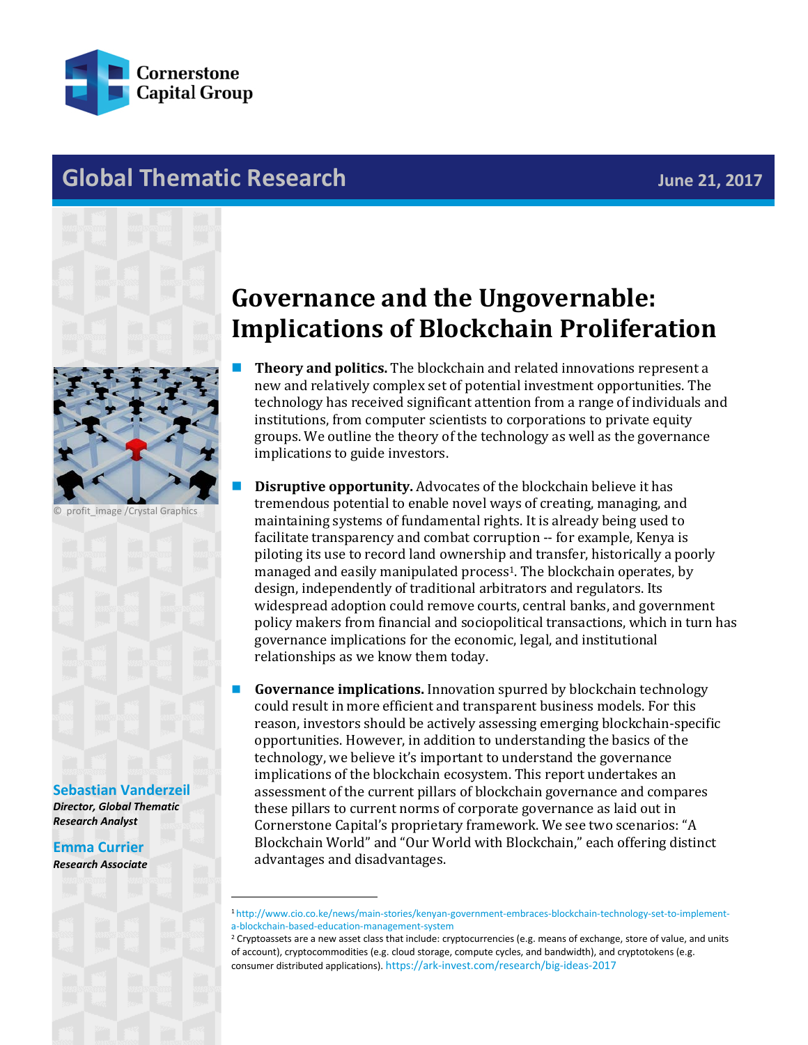Cornerstone Capital Group

# Global Thematic Research

June 21, 2017

# Governance and the Ungovernable: Implications of Blockchain Proliferation

© profit_image /Crystal Graphics

- **Theory and politics.** The blockchain and related innovations represent a new and relatively complex set of potential investment opportunities. The technology has received significant attention from a range of individuals and institutions, from computer scientists to corporations to private equity groups. We outline the theory of the technology as well as the governance implications to guide investors.

- **Disruptive opportunity.** Advocates of the blockchain believe it has tremendous potential to enable novel ways of creating, managing, and maintaining systems of fundamental rights. It is already being used to facilitate transparency and combat corruption -- for example, Kenya is piloting its use to record land ownership and transfer, historically a poorly managed and easily manipulated process[1]. The blockchain operates, by design, independently of traditional arbitrators and regulators. Its widespread adoption could remove courts, central banks, and government policy makers from financial and sociopolitical transactions, which in turn has governance implications for the economic, legal, and institutional relationships as we know them today.

- **Governance implications.** Innovation spurred by blockchain technology could result in more efficient and transparent business models. For this reason, investors should be actively assessing emerging blockchain-specific opportunities. However, in addition to understanding the basics of the technology, we believe it's important to understand the governance implications of the blockchain ecosystem. This report undertakes an assessment of the current pillars of blockchain governance and compares these pillars to current norms of corporate governance as laid out in Cornerstone Capital's proprietary framework. We see two scenarios: "A Blockchain World" and "Our World with Blockchain," each offering distinct advantages and disadvantages.

**Sebastian Vanderzeil**
***Director, Global Thematic Research Analyst***

**Emma Currier**
***Research Associate***

---

[1] http://www.cio.co.ke/news/main-stories/kenyan-government-embraces-blockchain-technology-set-to-implement-a-blockchain-based-education-management-system

[2] Cryptoassets are a new asset class that include: cryptocurrencies (e.g. means of exchange, store of value, and units of account), cryptocommodities (e.g. cloud storage, compute cycles, and bandwidth), and cryptotokens (e.g. consumer distributed applications). https://ark-invest.com/research/big-ideas-2017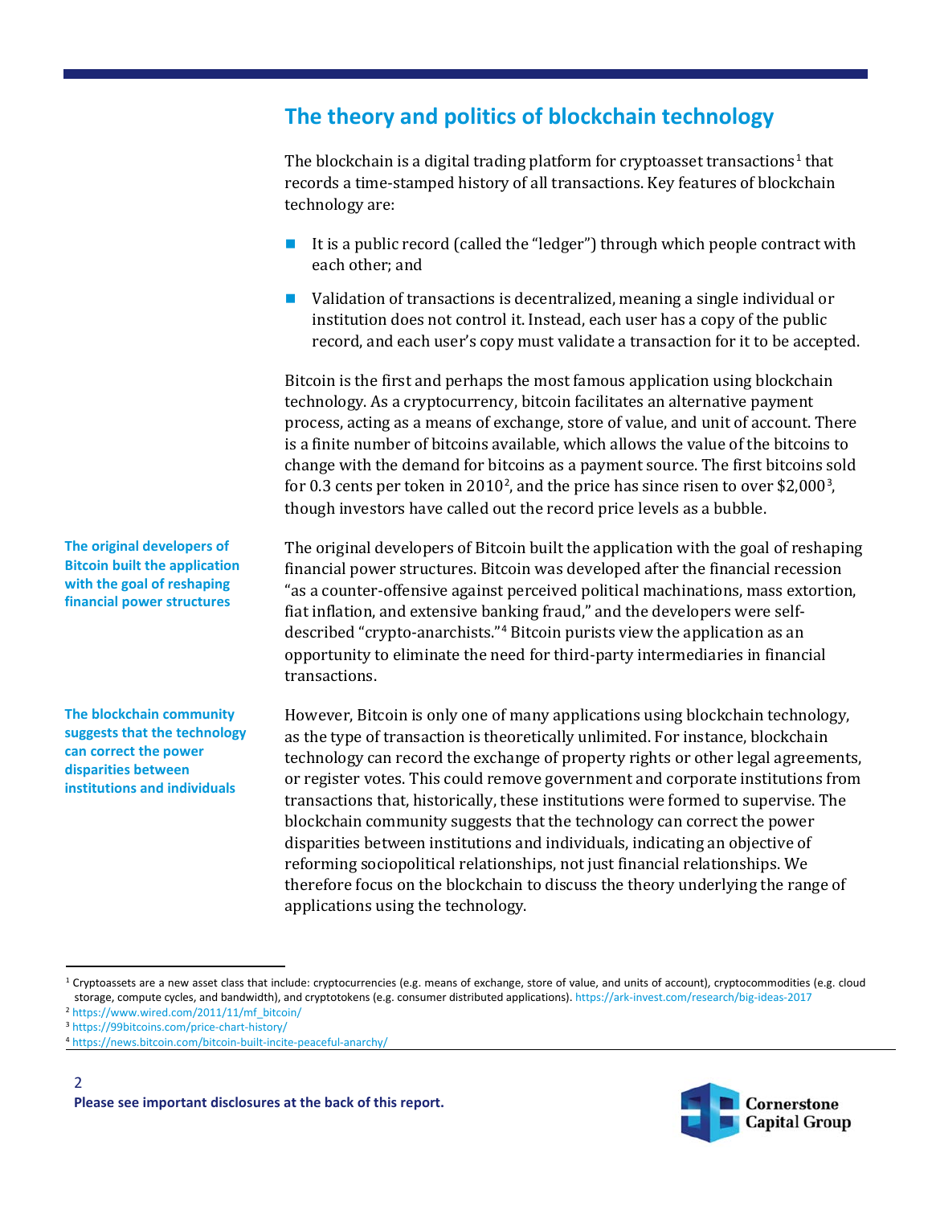## The theory and politics of blockchain technology

The blockchain is a digital trading platform for cryptoasset transactions[1] that records a time-stamped history of all transactions. Key features of blockchain technology are:

- It is a public record (called the "ledger") through which people contract with each other; and
- Validation of transactions is decentralized, meaning a single individual or institution does not control it. Instead, each user has a copy of the public record, and each user's copy must validate a transaction for it to be accepted.

Bitcoin is the first and perhaps the most famous application using blockchain technology. As a cryptocurrency, bitcoin facilitates an alternative payment process, acting as a means of exchange, store of value, and unit of account. There is a finite number of bitcoins available, which allows the value of the bitcoins to change with the demand for bitcoins as a payment source. The first bitcoins sold for 0.3 cents per token in 2010[2], and the price has since risen to over $2,000[3], though investors have called out the record price levels as a bubble.

**The original developers of Bitcoin built the application with the goal of reshaping financial power structures**

The original developers of Bitcoin built the application with the goal of reshaping financial power structures. Bitcoin was developed after the financial recession "as a counter-offensive against perceived political machinations, mass extortion, fiat inflation, and extensive banking fraud," and the developers were self-described "crypto-anarchists."[4] Bitcoin purists view the application as an opportunity to eliminate the need for third-party intermediaries in financial transactions.

**The blockchain community suggests that the technology can correct the power disparities between institutions and individuals**

However, Bitcoin is only one of many applications using blockchain technology, as the type of transaction is theoretically unlimited. For instance, blockchain technology can record the exchange of property rights or other legal agreements, or register votes. This could remove government and corporate institutions from transactions that, historically, these institutions were formed to supervise. The blockchain community suggests that the technology can correct the power disparities between institutions and individuals, indicating an objective of reforming sociopolitical relationships, not just financial relationships. We therefore focus on the blockchain to discuss the theory underlying the range of applications using the technology.

---

[1] Cryptoassets are a new asset class that include: cryptocurrencies (e.g. means of exchange, store of value, and units of account), cryptocommodities (e.g. cloud storage, compute cycles, and bandwidth), and cryptotokens (e.g. consumer distributed applications). https://ark-invest.com/research/big-ideas-2017

[2] https://www.wired.com/2011/11/mf_bitcoin/

[3] https://99bitcoins.com/price-chart-history/

[4] https://news.bitcoin.com/bitcoin-built-incite-peaceful-anarchy/

Please see important disclosures at the back of this report.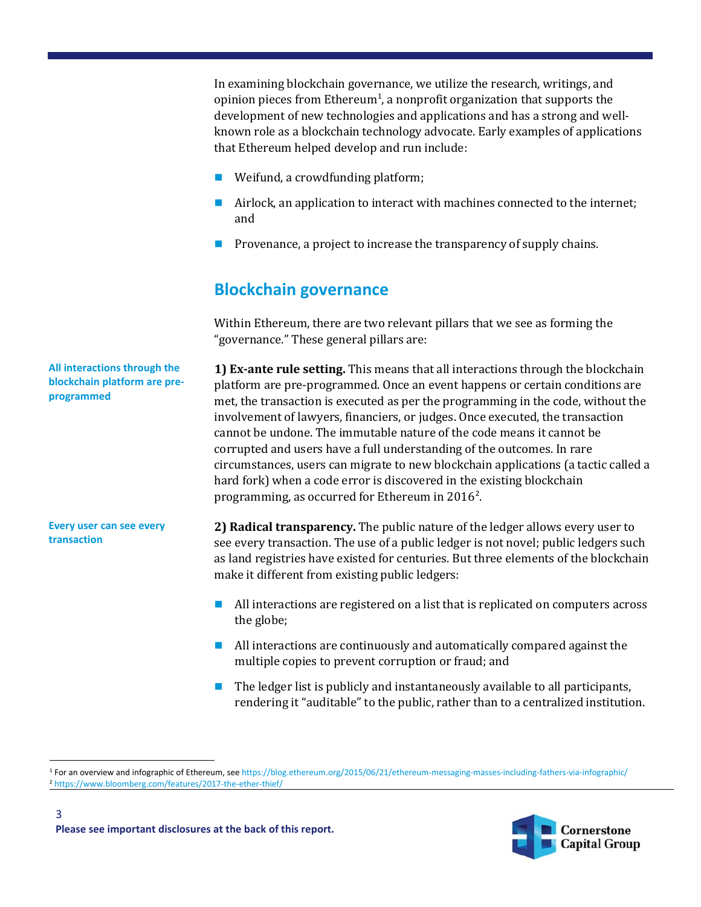In examining blockchain governance, we utilize the research, writings, and opinion pieces from Ethereum[1], a nonprofit organization that supports the development of new technologies and applications and has a strong and well-known role as a blockchain technology advocate. Early examples of applications that Ethereum helped develop and run include:

- Weifund, a crowdfunding platform;
- Airlock, an application to interact with machines connected to the internet; and
- Provenance, a project to increase the transparency of supply chains.

## Blockchain governance

Within Ethereum, there are two relevant pillars that we see as forming the "governance." These general pillars are:

**All interactions through the blockchain platform are pre-programmed**

**1) Ex-ante rule setting.** This means that all interactions through the blockchain platform are pre-programmed. Once an event happens or certain conditions are met, the transaction is executed as per the programming in the code, without the involvement of lawyers, financiers, or judges. Once executed, the transaction cannot be undone. The immutable nature of the code means it cannot be corrupted and users have a full understanding of the outcomes. In rare circumstances, users can migrate to new blockchain applications (a tactic called a hard fork) when a code error is discovered in the existing blockchain programming, as occurred for Ethereum in 2016[2].

**Every user can see every transaction**

**2) Radical transparency.** The public nature of the ledger allows every user to see every transaction. The use of a public ledger is not novel; public ledgers such as land registries have existed for centuries. But three elements of the blockchain make it different from existing public ledgers:

- All interactions are registered on a list that is replicated on computers across the globe;
- All interactions are continuously and automatically compared against the multiple copies to prevent corruption or fraud; and
- The ledger list is publicly and instantaneously available to all participants, rendering it "auditable" to the public, rather than to a centralized institution.

---

[1] For an overview and infographic of Ethereum, see https://blog.ethereum.org/2015/06/21/ethereum-messaging-masses-including-fathers-via-infographic/

[2] https://www.bloomberg.com/features/2017-the-ether-thief/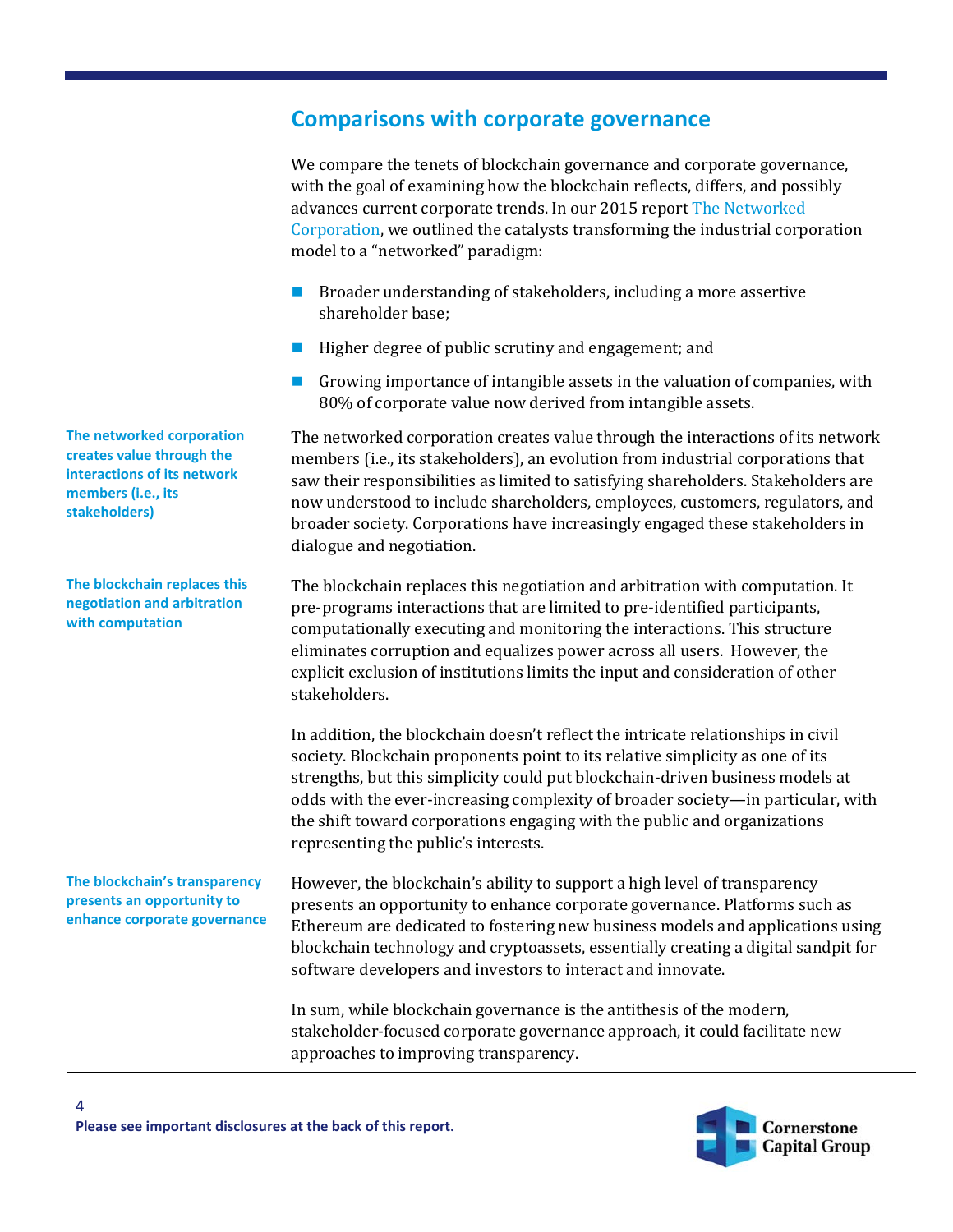## Comparisons with corporate governance

We compare the tenets of blockchain governance and corporate governance, with the goal of examining how the blockchain reflects, differs, and possibly advances current corporate trends. In our 2015 report The Networked Corporation, we outlined the catalysts transforming the industrial corporation model to a "networked" paradigm:

- Broader understanding of stakeholders, including a more assertive shareholder base;
- Higher degree of public scrutiny and engagement; and
- Growing importance of intangible assets in the valuation of companies, with 80% of corporate value now derived from intangible assets.

**The networked corporation creates value through the interactions of its network members (i.e., its stakeholders)**

The networked corporation creates value through the interactions of its network members (i.e., its stakeholders), an evolution from industrial corporations that saw their responsibilities as limited to satisfying shareholders. Stakeholders are now understood to include shareholders, employees, customers, regulators, and broader society. Corporations have increasingly engaged these stakeholders in dialogue and negotiation.

**The blockchain replaces this negotiation and arbitration with computation**

The blockchain replaces this negotiation and arbitration with computation. It pre-programs interactions that are limited to pre-identified participants, computationally executing and monitoring the interactions. This structure eliminates corruption and equalizes power across all users. However, the explicit exclusion of institutions limits the input and consideration of other stakeholders.

In addition, the blockchain doesn't reflect the intricate relationships in civil society. Blockchain proponents point to its relative simplicity as one of its strengths, but this simplicity could put blockchain-driven business models at odds with the ever-increasing complexity of broader society—in particular, with the shift toward corporations engaging with the public and organizations representing the public's interests.

**The blockchain's transparency presents an opportunity to enhance corporate governance**

However, the blockchain's ability to support a high level of transparency presents an opportunity to enhance corporate governance. Platforms such as Ethereum are dedicated to fostering new business models and applications using blockchain technology and cryptoassets, essentially creating a digital sandpit for software developers and investors to interact and innovate.

In sum, while blockchain governance is the antithesis of the modern, stakeholder-focused corporate governance approach, it could facilitate new approaches to improving transparency.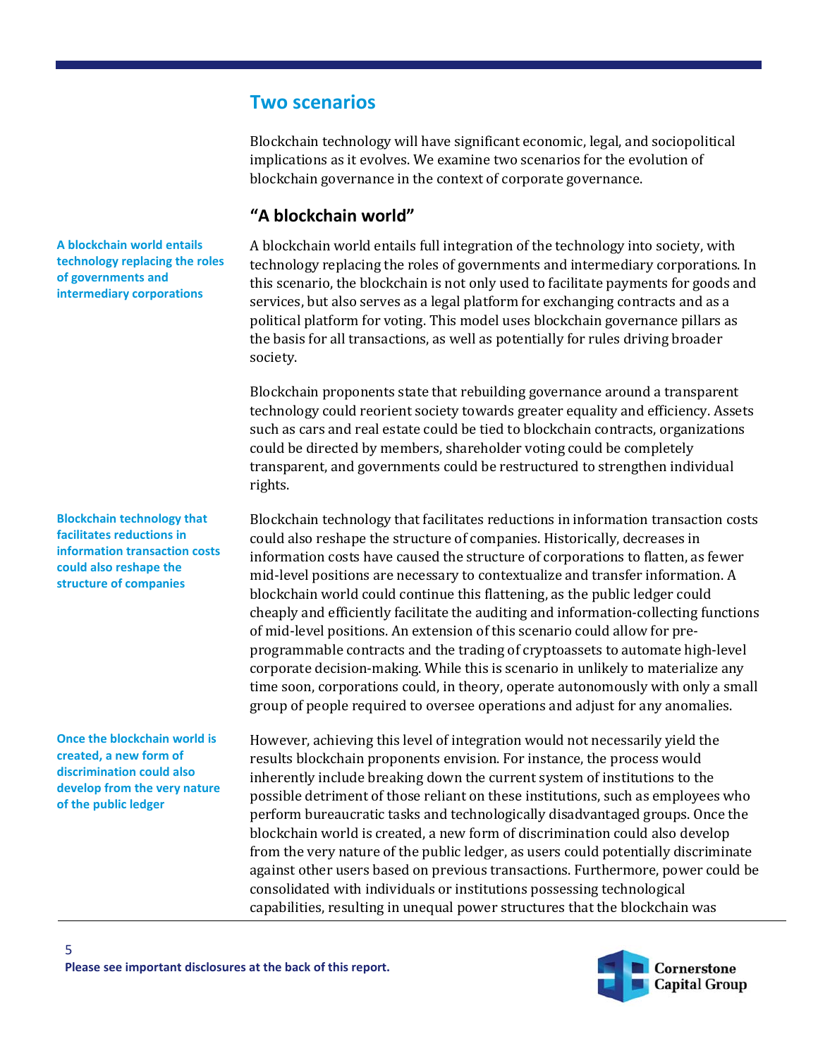## Two scenarios

Blockchain technology will have significant economic, legal, and sociopolitical implications as it evolves. We examine two scenarios for the evolution of blockchain governance in the context of corporate governance.

### "A blockchain world"

**A blockchain world entails technology replacing the roles of governments and intermediary corporations**

A blockchain world entails full integration of the technology into society, with technology replacing the roles of governments and intermediary corporations. In this scenario, the blockchain is not only used to facilitate payments for goods and services, but also serves as a legal platform for exchanging contracts and as a political platform for voting. This model uses blockchain governance pillars as the basis for all transactions, as well as potentially for rules driving broader society.

Blockchain proponents state that rebuilding governance around a transparent technology could reorient society towards greater equality and efficiency. Assets such as cars and real estate could be tied to blockchain contracts, organizations could be directed by members, shareholder voting could be completely transparent, and governments could be restructured to strengthen individual rights.

**Blockchain technology that facilitates reductions in information transaction costs could also reshape the structure of companies**

Blockchain technology that facilitates reductions in information transaction costs could also reshape the structure of companies. Historically, decreases in information costs have caused the structure of corporations to flatten, as fewer mid-level positions are necessary to contextualize and transfer information. A blockchain world could continue this flattening, as the public ledger could cheaply and efficiently facilitate the auditing and information-collecting functions of mid-level positions. An extension of this scenario could allow for pre-programmable contracts and the trading of cryptoassets to automate high-level corporate decision-making. While this is scenario in unlikely to materialize any time soon, corporations could, in theory, operate autonomously with only a small group of people required to oversee operations and adjust for any anomalies.

**Once the blockchain world is created, a new form of discrimination could also develop from the very nature of the public ledger**

However, achieving this level of integration would not necessarily yield the results blockchain proponents envision. For instance, the process would inherently include breaking down the current system of institutions to the possible detriment of those reliant on these institutions, such as employees who perform bureaucratic tasks and technologically disadvantaged groups. Once the blockchain world is created, a new form of discrimination could also develop from the very nature of the public ledger, as users could potentially discriminate against other users based on previous transactions. Furthermore, power could be consolidated with individuals or institutions possessing technological capabilities, resulting in unequal power structures that the blockchain was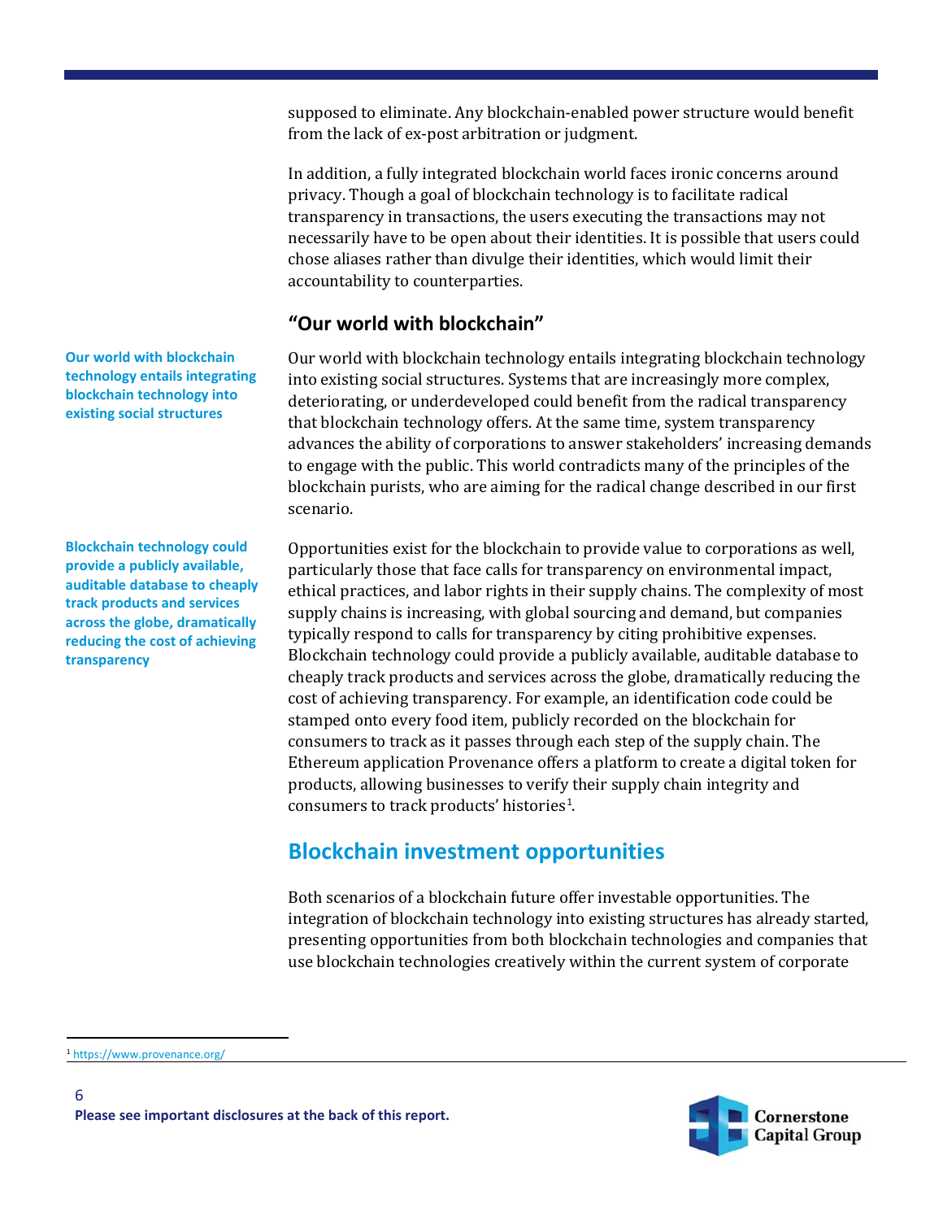supposed to eliminate. Any blockchain-enabled power structure would benefit from the lack of ex-post arbitration or judgment.

In addition, a fully integrated blockchain world faces ironic concerns around privacy. Though a goal of blockchain technology is to facilitate radical transparency in transactions, the users executing the transactions may not necessarily have to be open about their identities. It is possible that users could chose aliases rather than divulge their identities, which would limit their accountability to counterparties.

### "Our world with blockchain"

**Our world with blockchain technology entails integrating blockchain technology into existing social structures**

Our world with blockchain technology entails integrating blockchain technology into existing social structures. Systems that are increasingly more complex, deteriorating, or underdeveloped could benefit from the radical transparency that blockchain technology offers. At the same time, system transparency advances the ability of corporations to answer stakeholders' increasing demands to engage with the public. This world contradicts many of the principles of the blockchain purists, who are aiming for the radical change described in our first scenario.

**Blockchain technology could provide a publicly available, auditable database to cheaply track products and services across the globe, dramatically reducing the cost of achieving transparency**

Opportunities exist for the blockchain to provide value to corporations as well, particularly those that face calls for transparency on environmental impact, ethical practices, and labor rights in their supply chains. The complexity of most supply chains is increasing, with global sourcing and demand, but companies typically respond to calls for transparency by citing prohibitive expenses. Blockchain technology could provide a publicly available, auditable database to cheaply track products and services across the globe, dramatically reducing the cost of achieving transparency. For example, an identification code could be stamped onto every food item, publicly recorded on the blockchain for consumers to track as it passes through each step of the supply chain. The Ethereum application Provenance offers a platform to create a digital token for products, allowing businesses to verify their supply chain integrity and consumers to track products' histories[1].

## Blockchain investment opportunities

Both scenarios of a blockchain future offer investable opportunities. The integration of blockchain technology into existing structures has already started, presenting opportunities from both blockchain technologies and companies that use blockchain technologies creatively within the current system of corporate

[1] https://www.provenance.org/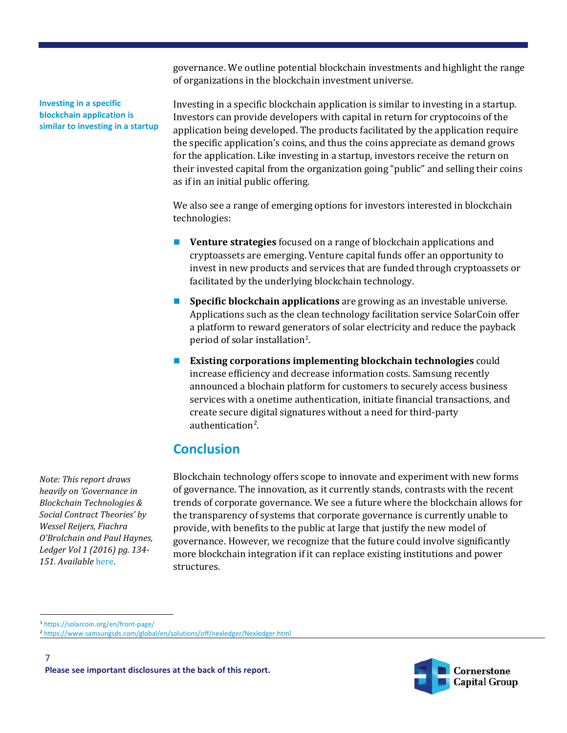governance. We outline potential blockchain investments and highlight the range of organizations in the blockchain investment universe.

**Investing in a specific blockchain application is similar to investing in a startup**

Investing in a specific blockchain application is similar to investing in a startup. Investors can provide developers with capital in return for cryptocoins of the application being developed. The products facilitated by the application require the specific application's coins, and thus the coins appreciate as demand grows for the application. Like investing in a startup, investors receive the return on their invested capital from the organization going "public" and selling their coins as if in an initial public offering.

We also see a range of emerging options for investors interested in blockchain technologies:

- **Venture strategies** focused on a range of blockchain applications and cryptoassets are emerging. Venture capital funds offer an opportunity to invest in new products and services that are funded through cryptoassets or facilitated by the underlying blockchain technology.
- **Specific blockchain applications** are growing as an investable universe. Applications such as the clean technology facilitation service SolarCoin offer a platform to reward generators of solar electricity and reduce the payback period of solar installation[1].
- **Existing corporations implementing blockchain technologies** could increase efficiency and decrease information costs. Samsung recently announced a blochain platform for customers to securely access business services with a onetime authentication, initiate financial transactions, and create secure digital signatures without a need for third-party authentication[2].

## Conclusion

*Note: This report draws heavily on 'Governance in Blockchain Technologies & Social Contract Theories' by Wessel Reijers, Fiachra O'Brolchain and Paul Haynes, Ledger Vol 1 (2016) pg. 134-151. Available here.*

Blockchain technology offers scope to innovate and experiment with new forms of governance. The innovation, as it currently stands, contrasts with the recent trends of corporate governance. We see a future where the blockchain allows for the transparency of systems that corporate governance is currently unable to provide, with benefits to the public at large that justify the new model of governance. However, we recognize that the future could involve significantly more blockchain integration if it can replace existing institutions and power structures.

[1] https://solarcoin.org/en/front-page/

[2] https://www.samsungsds.com/global/en/solutions/off/nexledger/Nexledger.html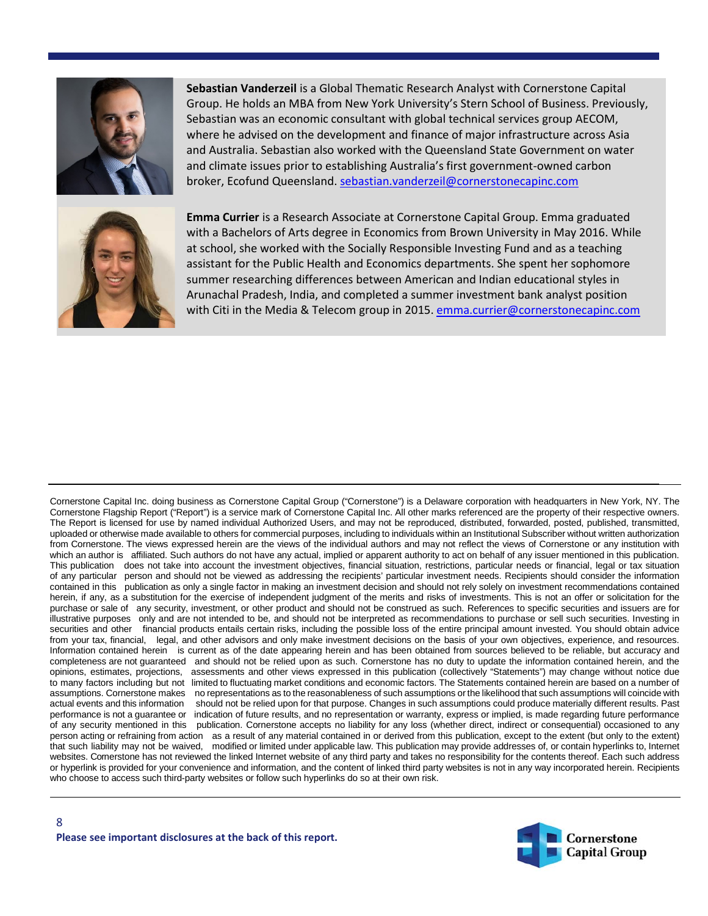**Sebastian Vanderzeil** is a Global Thematic Research Analyst with Cornerstone Capital Group. He holds an MBA from New York University's Stern School of Business. Previously, Sebastian was an economic consultant with global technical services group AECOM, where he advised on the development and finance of major infrastructure across Asia and Australia. Sebastian also worked with the Queensland State Government on water and climate issues prior to establishing Australia's first government-owned carbon broker, Ecofund Queensland. sebastian.vanderzeil@cornerstonecapinc.com

**Emma Currier** is a Research Associate at Cornerstone Capital Group. Emma graduated with a Bachelors of Arts degree in Economics from Brown University in May 2016. While at school, she worked with the Socially Responsible Investing Fund and as a teaching assistant for the Public Health and Economics departments. She spent her sophomore summer researching differences between American and Indian educational styles in Arunachal Pradesh, India, and completed a summer investment bank analyst position with Citi in the Media & Telecom group in 2015. emma.currier@cornerstonecapinc.com

---

Cornerstone Capital Inc. doing business as Cornerstone Capital Group ("Cornerstone") is a Delaware corporation with headquarters in New York, NY. The Cornerstone Flagship Report ("Report") is a service mark of Cornerstone Capital Inc. All other marks referenced are the property of their respective owners. The Report is licensed for use by named individual Authorized Users, and may not be reproduced, distributed, forwarded, posted, published, transmitted, uploaded or otherwise made available to others for commercial purposes, including to individuals within an Institutional Subscriber without written authorization from Cornerstone. The views expressed herein are the views of the individual authors and may not reflect the views of Cornerstone or any institution with which an author is affiliated. Such authors do not have any actual, implied or apparent authority to act on behalf of any issuer mentioned in this publication. This publication does not take into account the investment objectives, financial situation, restrictions, particular needs or financial, legal or tax situation of any particular person and should not be viewed as addressing the recipients' particular investment needs. Recipients should consider the information contained in this publication as only a single factor in making an investment decision and should not rely solely on investment recommendations contained herein, if any, as a substitution for the exercise of independent judgment of the merits and risks of investments. This is not an offer or solicitation for the purchase or sale of any security, investment, or other product and should not be construed as such. References to specific securities and issuers are for illustrative purposes only and are not intended to be, and should not be interpreted as recommendations to purchase or sell such securities. Investing in securities and other financial products entails certain risks, including the possible loss of the entire principal amount invested. You should obtain advice from your tax, financial, legal, and other advisors and only make investment decisions on the basis of your own objectives, experience, and resources. Information contained herein is current as of the date appearing herein and has been obtained from sources believed to be reliable, but accuracy and completeness are not guaranteed and should not be relied upon as such. Cornerstone has no duty to update the information contained herein, and the opinions, estimates, projections, assessments and other views expressed in this publication (collectively "Statements") may change without notice due to many factors including but not limited to fluctuating market conditions and economic factors. The Statements contained herein are based on a number of assumptions. Cornerstone makes no representations as to the reasonableness of such assumptions or the likelihood that such assumptions will coincide with actual events and this information should not be relied upon for that purpose. Changes in such assumptions could produce materially different results. Past performance is not a guarantee or indication of future results, and no representation or warranty, express or implied, is made regarding future performance of any security mentioned in this publication. Cornerstone accepts no liability for any loss (whether direct, indirect or consequential) occasioned to any person acting or refraining from action as a result of any material contained in or derived from this publication, except to the extent (but only to the extent) that such liability may not be waived, modified or limited under applicable law. This publication may provide addresses of, or contain hyperlinks to, Internet websites. Cornerstone has not reviewed the linked Internet website of any third party and takes no responsibility for the contents thereof. Each such address or hyperlink is provided for your convenience and information, and the content of linked third party websites is not in any way incorporated herein. Recipients who choose to access such third-party websites or follow such hyperlinks do so at their own risk.